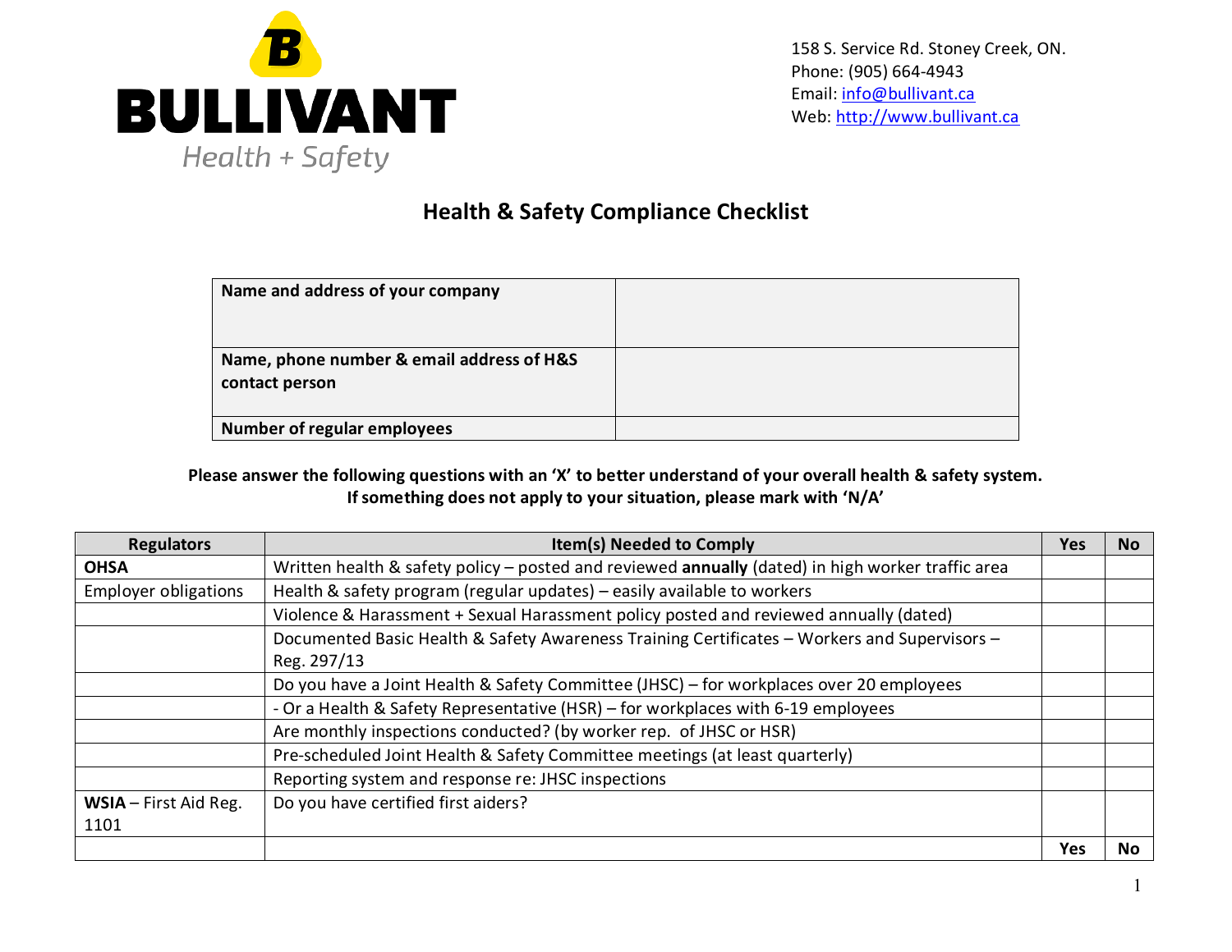**BULLIVANT**
Health + Safety

158 S. Service Rd. Stoney Creek, ON.
Phone: (905) 664-4943
Email: info@bullivant.ca
Web: http://www.bullivant.ca

# Health & Safety Compliance Checklist

| **Name and address of your company** | |
|---|---|
| **Name, phone number & email address of H&S contact person** | |
| **Number of regular employees** | |

**Please answer the following questions with an 'X' to better understand of your overall health & safety system.**
**If something does not apply to your situation, please mark with 'N/A'**

| Regulators | Item(s) Needed to Comply | Yes | No |
|---|---|---|---|
| **OHSA** | Written health & safety policy – posted and reviewed **annually** (dated) in high worker traffic area | | |
| Employer obligations | Health & safety program (regular updates) – easily available to workers | | |
| | Violence & Harassment + Sexual Harassment policy posted and reviewed annually (dated) | | |
| | Documented Basic Health & Safety Awareness Training Certificates – Workers and Supervisors – Reg. 297/13 | | |
| | Do you have a Joint Health & Safety Committee (JHSC) – for workplaces over 20 employees | | |
| | - Or a Health & Safety Representative (HSR) – for workplaces with 6-19 employees | | |
| | Are monthly inspections conducted? (by worker rep. of JHSC or HSR) | | |
| | Pre-scheduled Joint Health & Safety Committee meetings (at least quarterly) | | |
| | Reporting system and response re: JHSC inspections | | |
| **WSIA** – First Aid Reg. 1101 | Do you have certified first aiders? | | |
| | | **Yes** | **No** |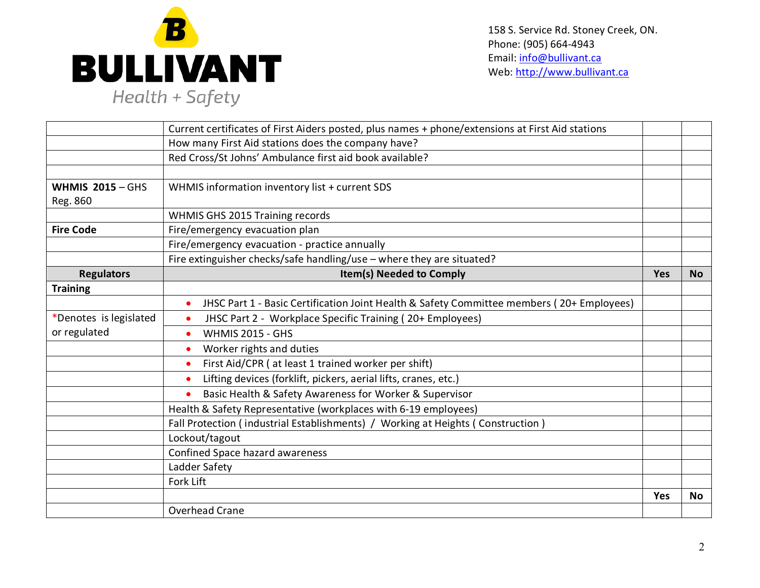| | | | |
|---|---|---|---|
| | Current certificates of First Aiders posted, plus names + phone/extensions at First Aid stations | | |
| | How many First Aid stations does the company have? | | |
| | Red Cross/St Johns' Ambulance first aid book available? | | |
| | | | |
| **WHMIS 2015** – GHS Reg. 860 | WHMIS information inventory list + current SDS | | |
| | WHMIS GHS 2015 Training records | | |
| **Fire Code** | Fire/emergency evacuation plan | | |
| | Fire/emergency evacuation - practice annually | | |
| | Fire extinguisher checks/safe handling/use – where they are situated? | | |
| **Regulators** | **Item(s) Needed to Comply** | **Yes** | **No** |
| **Training** | | | |
| | • JHSC Part 1 - Basic Certification Joint Health & Safety Committee members ( 20+ Employees) | | |
| *Denotes is legislated or regulated | • JHSC Part 2 - Workplace Specific Training ( 20+ Employees) | | |
| | • WHMIS 2015 - GHS | | |
| | • Worker rights and duties | | |
| | • First Aid/CPR ( at least 1 trained worker per shift) | | |
| | • Lifting devices (forklift, pickers, aerial lifts, cranes, etc.) | | |
| | • Basic Health & Safety Awareness for Worker & Supervisor | | |
| | Health & Safety Representative (workplaces with 6-19 employees) | | |
| | Fall Protection ( industrial Establishments) / Working at Heights ( Construction ) | | |
| | Lockout/tagout | | |
| | Confined Space hazard awareness | | |
| | Ladder Safety | | |
| | Fork Lift | | |
| | | **Yes** | **No** |
| | Overhead Crane | | |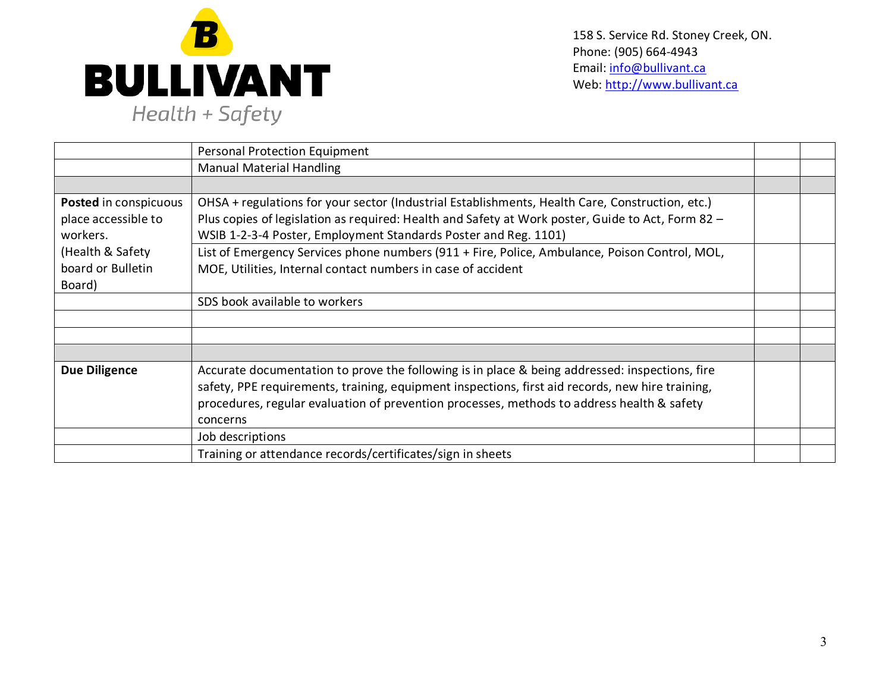| | | | |
|---|---|---|---|
| | Personal Protection Equipment | | |
| | Manual Material Handling | | |
| | | | |
| **Posted** in conspicuous place accessible to workers. (Health & Safety board or Bulletin Board) | OHSA + regulations for your sector (Industrial Establishments, Health Care, Construction, etc.) Plus copies of legislation as required: Health and Safety at Work poster, Guide to Act, Form 82 – WSIB 1-2-3-4 Poster, Employment Standards Poster and Reg. 1101) | | |
| | List of Emergency Services phone numbers (911 + Fire, Police, Ambulance, Poison Control, MOL, MOE, Utilities, Internal contact numbers in case of accident | | |
| | SDS book available to workers | | |
| | | | |
| | | | |
| | | | |
| **Due Diligence** | Accurate documentation to prove the following is in place & being addressed: inspections, fire safety, PPE requirements, training, equipment inspections, first aid records, new hire training, procedures, regular evaluation of prevention processes, methods to address health & safety concerns | | |
| | Job descriptions | | |
| | Training or attendance records/certificates/sign in sheets | | |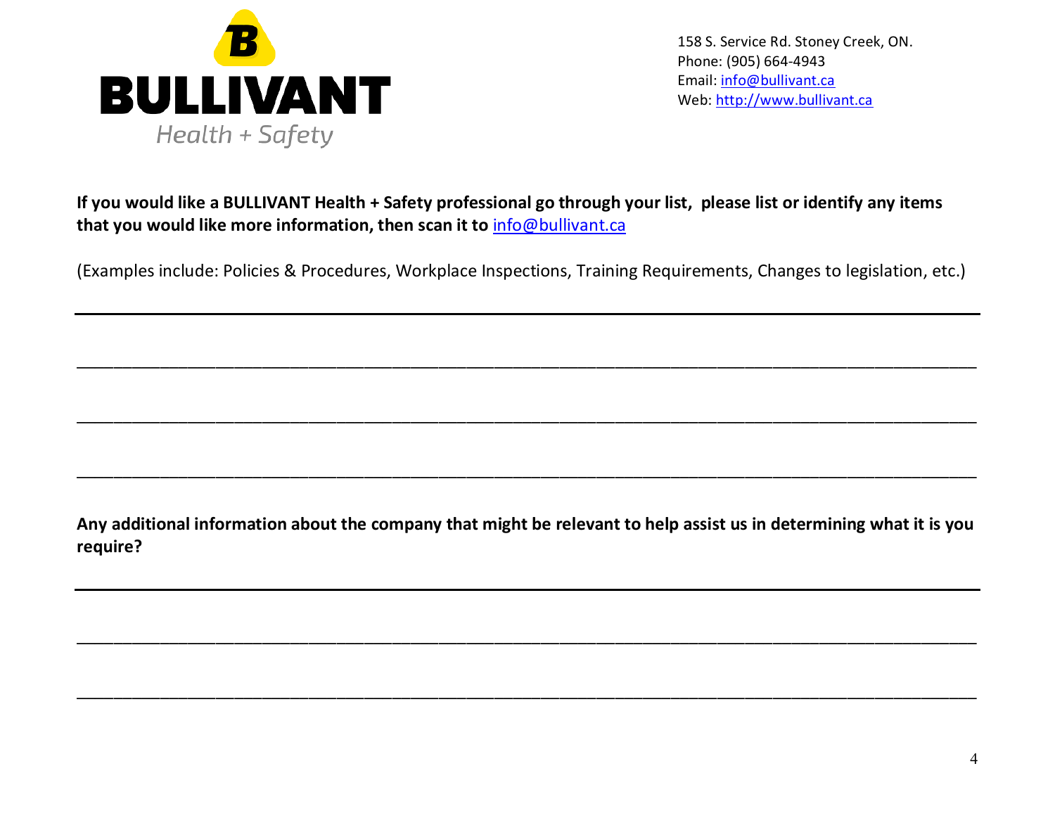BULLIVANT

*Health + Safety*

158 S. Service Rd. Stoney Creek, ON.
Phone: (905) 664-4943
Email: info@bullivant.ca
Web: http://www.bullivant.ca

**If you would like a BULLIVANT Health + Safety professional go through your list, please list or identify any items that you would like more information, then scan it to** info@bullivant.ca

(Examples include: Policies & Procedures, Workplace Inspections, Training Requirements, Changes to legislation, etc.)

---

____________________________________________________________________________________________

____________________________________________________________________________________________

____________________________________________________________________________________________

**Any additional information about the company that might be relevant to help assist us in determining what it is you require?**

---

____________________________________________________________________________________________

____________________________________________________________________________________________